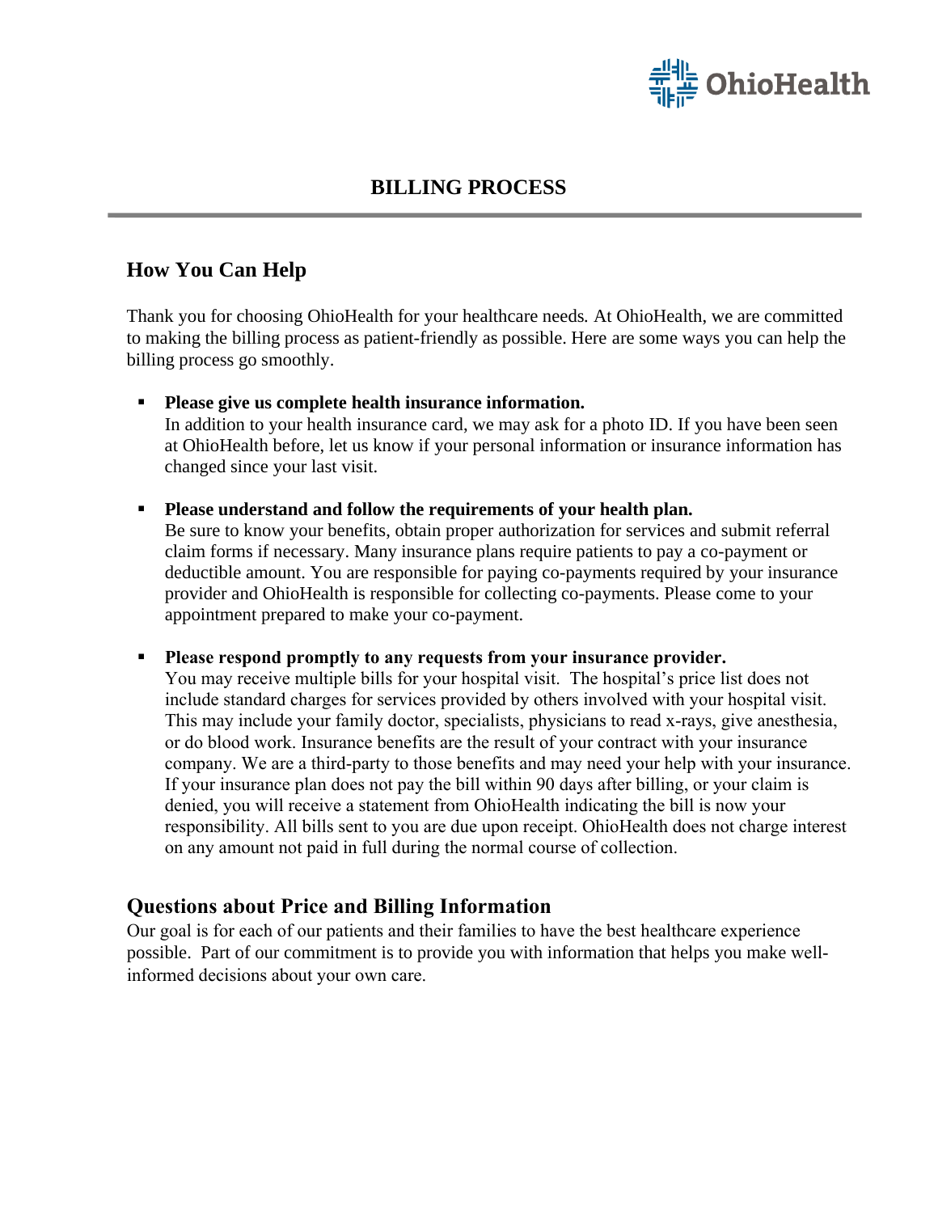OhioHealth

# BILLING PROCESS

## How You Can Help

Thank you for choosing OhioHealth for your healthcare needs. At OhioHealth, we are committed to making the billing process as patient-friendly as possible. Here are some ways you can help the billing process go smoothly.

- **Please give us complete health insurance information.**
  In addition to your health insurance card, we may ask for a photo ID. If you have been seen at OhioHealth before, let us know if your personal information or insurance information has changed since your last visit.

- **Please understand and follow the requirements of your health plan.**
  Be sure to know your benefits, obtain proper authorization for services and submit referral claim forms if necessary. Many insurance plans require patients to pay a co-payment or deductible amount. You are responsible for paying co-payments required by your insurance provider and OhioHealth is responsible for collecting co-payments. Please come to your appointment prepared to make your co-payment.

- **Please respond promptly to any requests from your insurance provider.**
  You may receive multiple bills for your hospital visit. The hospital's price list does not include standard charges for services provided by others involved with your hospital visit. This may include your family doctor, specialists, physicians to read x-rays, give anesthesia, or do blood work. Insurance benefits are the result of your contract with your insurance company. We are a third-party to those benefits and may need your help with your insurance. If your insurance plan does not pay the bill within 90 days after billing, or your claim is denied, you will receive a statement from OhioHealth indicating the bill is now your responsibility. All bills sent to you are due upon receipt. OhioHealth does not charge interest on any amount not paid in full during the normal course of collection.

## Questions about Price and Billing Information

Our goal is for each of our patients and their families to have the best healthcare experience possible. Part of our commitment is to provide you with information that helps you make well-informed decisions about your own care.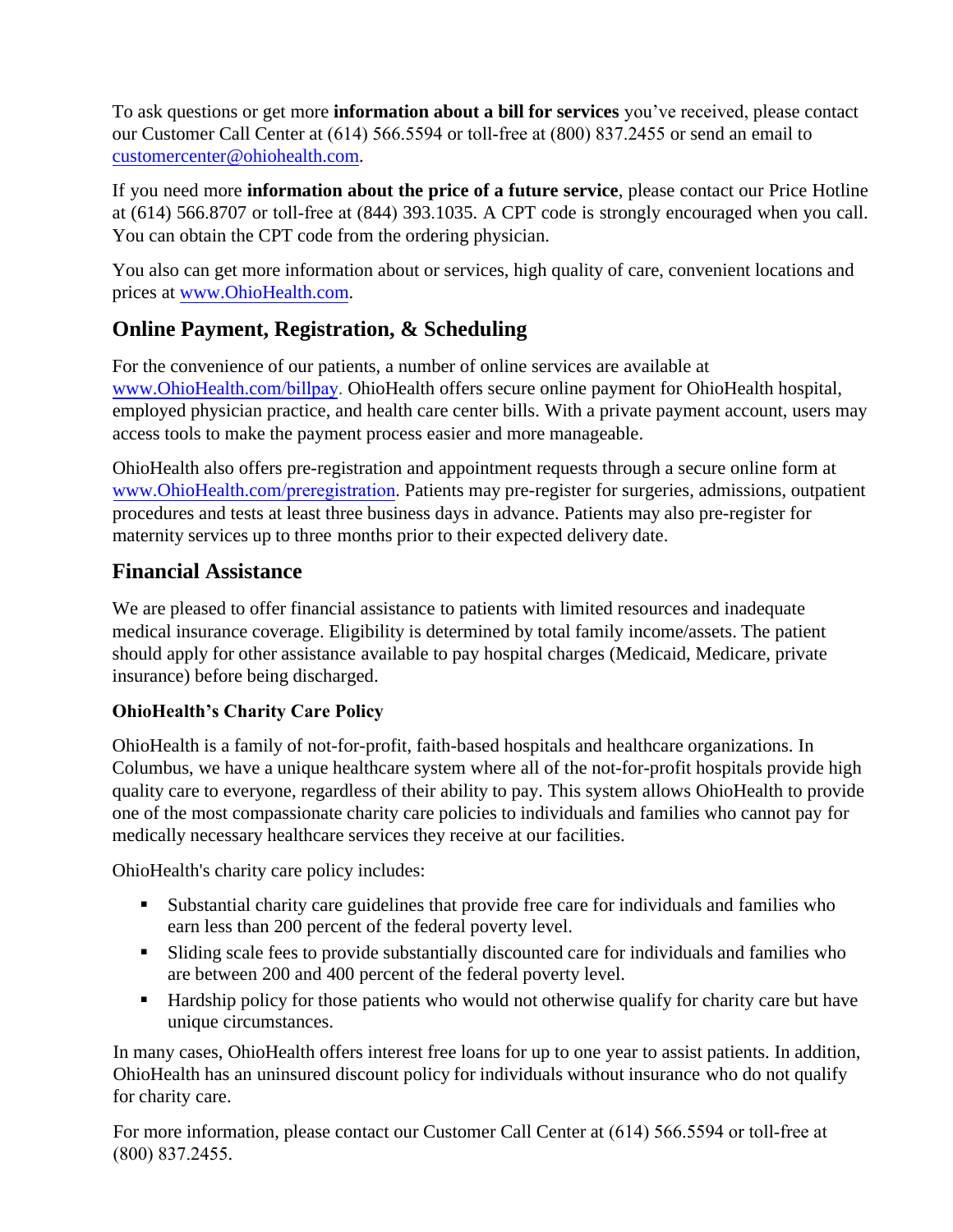To ask questions or get more **information about a bill for services** you've received, please contact our Customer Call Center at (614) 566.5594 or toll-free at (800) 837.2455 or send an email to customercenter@ohiohealth.com.

If you need more **information about the price of a future service**, please contact our Price Hotline at (614) 566.8707 or toll-free at (844) 393.1035. A CPT code is strongly encouraged when you call. You can obtain the CPT code from the ordering physician.

You also can get more information about or services, high quality of care, convenient locations and prices at www.OhioHealth.com.

## Online Payment, Registration, & Scheduling

For the convenience of our patients, a number of online services are available at www.OhioHealth.com/billpay. OhioHealth offers secure online payment for OhioHealth hospital, employed physician practice, and health care center bills. With a private payment account, users may access tools to make the payment process easier and more manageable.

OhioHealth also offers pre-registration and appointment requests through a secure online form at www.OhioHealth.com/preregistration. Patients may pre-register for surgeries, admissions, outpatient procedures and tests at least three business days in advance. Patients may also pre-register for maternity services up to three months prior to their expected delivery date.

## Financial Assistance

We are pleased to offer financial assistance to patients with limited resources and inadequate medical insurance coverage. Eligibility is determined by total family income/assets. The patient should apply for other assistance available to pay hospital charges (Medicaid, Medicare, private insurance) before being discharged.

### OhioHealth's Charity Care Policy

OhioHealth is a family of not-for-profit, faith-based hospitals and healthcare organizations. In Columbus, we have a unique healthcare system where all of the not-for-profit hospitals provide high quality care to everyone, regardless of their ability to pay. This system allows OhioHealth to provide one of the most compassionate charity care policies to individuals and families who cannot pay for medically necessary healthcare services they receive at our facilities.

OhioHealth's charity care policy includes:

- Substantial charity care guidelines that provide free care for individuals and families who earn less than 200 percent of the federal poverty level.
- Sliding scale fees to provide substantially discounted care for individuals and families who are between 200 and 400 percent of the federal poverty level.
- Hardship policy for those patients who would not otherwise qualify for charity care but have unique circumstances.

In many cases, OhioHealth offers interest free loans for up to one year to assist patients. In addition, OhioHealth has an uninsured discount policy for individuals without insurance who do not qualify for charity care.

For more information, please contact our Customer Call Center at (614) 566.5594 or toll-free at (800) 837.2455.